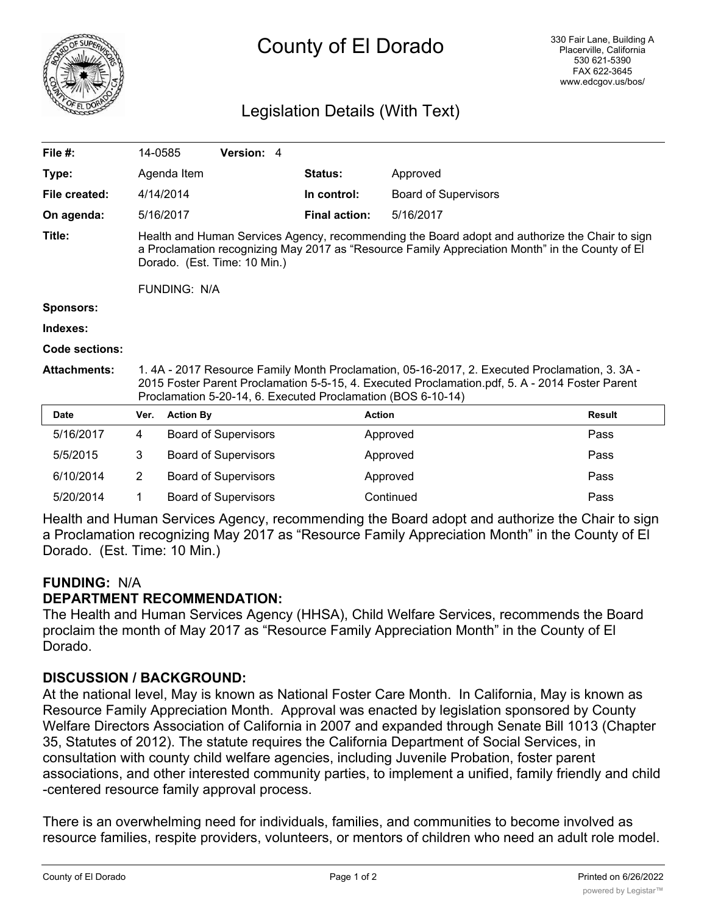# County of El Dorado

330 Fair Lane, Building A
Placerville, California
530 621-5390
FAX 622-3645
www.edcgov.us/bos/

## Legislation Details (With Text)

| | | | | |
|---|---|---|---|---|
| **File #:** | 14-0585 | **Version:** 4 | | |
| **Type:** | Agenda Item | | **Status:** | Approved |
| **File created:** | 4/14/2014 | | **In control:** | Board of Supervisors |
| **On agenda:** | 5/16/2017 | | **Final action:** | 5/16/2017 |

**Title:** Health and Human Services Agency, recommending the Board adopt and authorize the Chair to sign a Proclamation recognizing May 2017 as "Resource Family Appreciation Month" in the County of El Dorado. (Est. Time: 10 Min.)

FUNDING: N/A

**Sponsors:**

**Indexes:**

**Code sections:**

**Attachments:** 1. 4A - 2017 Resource Family Month Proclamation, 05-16-2017, 2. Executed Proclamation, 3. 3A - 2015 Foster Parent Proclamation 5-5-15, 4. Executed Proclamation.pdf, 5. A - 2014 Foster Parent Proclamation 5-20-14, 6. Executed Proclamation (BOS 6-10-14)

| Date | Ver. | Action By | Action | Result |
|---|---|---|---|---|
| 5/16/2017 | 4 | Board of Supervisors | Approved | Pass |
| 5/5/2015 | 3 | Board of Supervisors | Approved | Pass |
| 6/10/2014 | 2 | Board of Supervisors | Approved | Pass |
| 5/20/2014 | 1 | Board of Supervisors | Continued | Pass |

Health and Human Services Agency, recommending the Board adopt and authorize the Chair to sign a Proclamation recognizing May 2017 as "Resource Family Appreciation Month" in the County of El Dorado. (Est. Time: 10 Min.)

**FUNDING:** N/A

**DEPARTMENT RECOMMENDATION:**

The Health and Human Services Agency (HHSA), Child Welfare Services, recommends the Board proclaim the month of May 2017 as "Resource Family Appreciation Month" in the County of El Dorado.

**DISCUSSION / BACKGROUND:**

At the national level, May is known as National Foster Care Month. In California, May is known as Resource Family Appreciation Month. Approval was enacted by legislation sponsored by County Welfare Directors Association of California in 2007 and expanded through Senate Bill 1013 (Chapter 35, Statutes of 2012). The statute requires the California Department of Social Services, in consultation with county child welfare agencies, including Juvenile Probation, foster parent associations, and other interested community parties, to implement a unified, family friendly and child -centered resource family approval process.

There is an overwhelming need for individuals, families, and communities to become involved as resource families, respite providers, volunteers, or mentors of children who need an adult role model.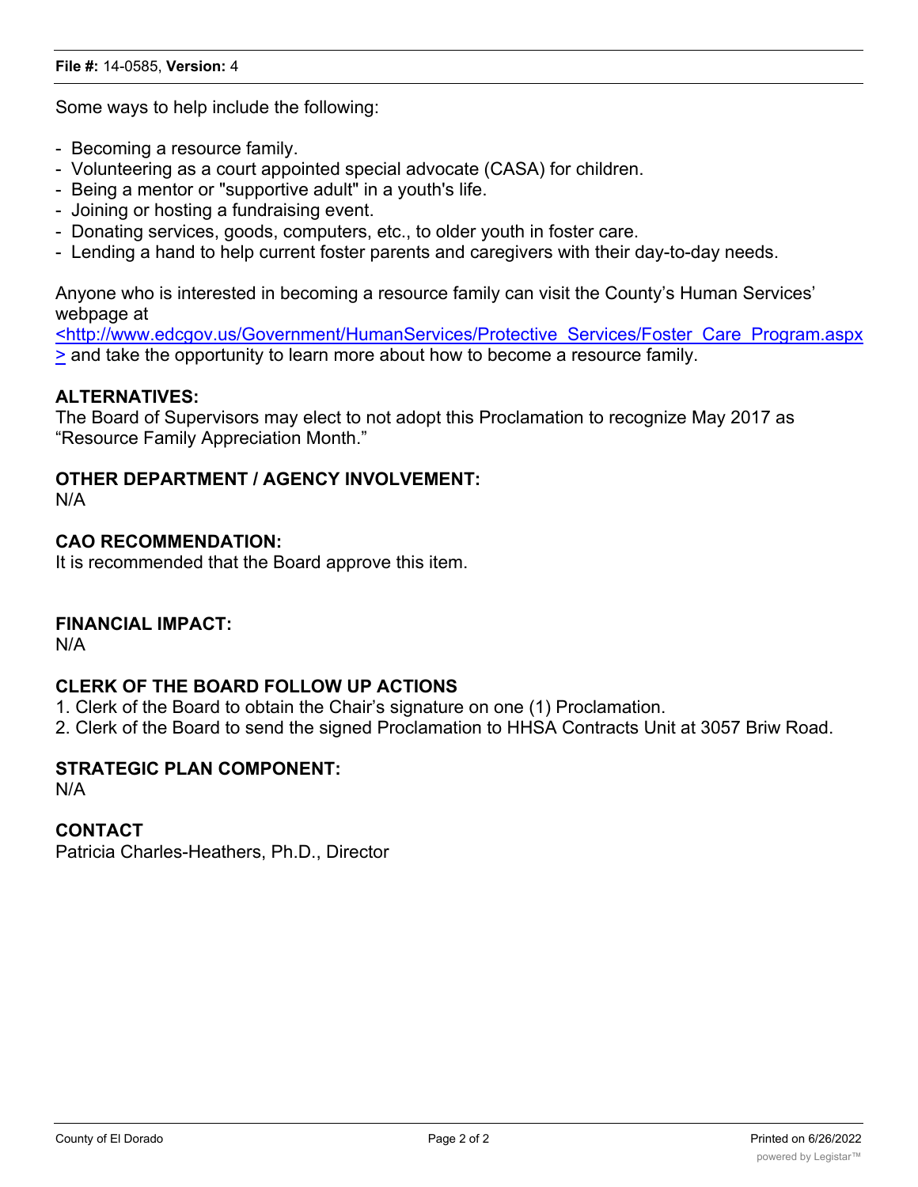Some ways to help include the following:

- Becoming a resource family.
- Volunteering as a court appointed special advocate (CASA) for children.
- Being a mentor or "supportive adult" in a youth's life.
- Joining or hosting a fundraising event.
- Donating services, goods, computers, etc., to older youth in foster care.
- Lending a hand to help current foster parents and caregivers with their day-to-day needs.

Anyone who is interested in becoming a resource family can visit the County's Human Services' webpage at <http://www.edcgov.us/Government/HumanServices/Protective_Services/Foster_Care_Program.aspx> and take the opportunity to learn more about how to become a resource family.

**ALTERNATIVES:**
The Board of Supervisors may elect to not adopt this Proclamation to recognize May 2017 as "Resource Family Appreciation Month."

**OTHER DEPARTMENT / AGENCY INVOLVEMENT:**
N/A

**CAO RECOMMENDATION:**
It is recommended that the Board approve this item.

**FINANCIAL IMPACT:**
N/A

**CLERK OF THE BOARD FOLLOW UP ACTIONS**
1. Clerk of the Board to obtain the Chair's signature on one (1) Proclamation.
2. Clerk of the Board to send the signed Proclamation to HHSA Contracts Unit at 3057 Briw Road.

**STRATEGIC PLAN COMPONENT:**
N/A

**CONTACT**
Patricia Charles-Heathers, Ph.D., Director